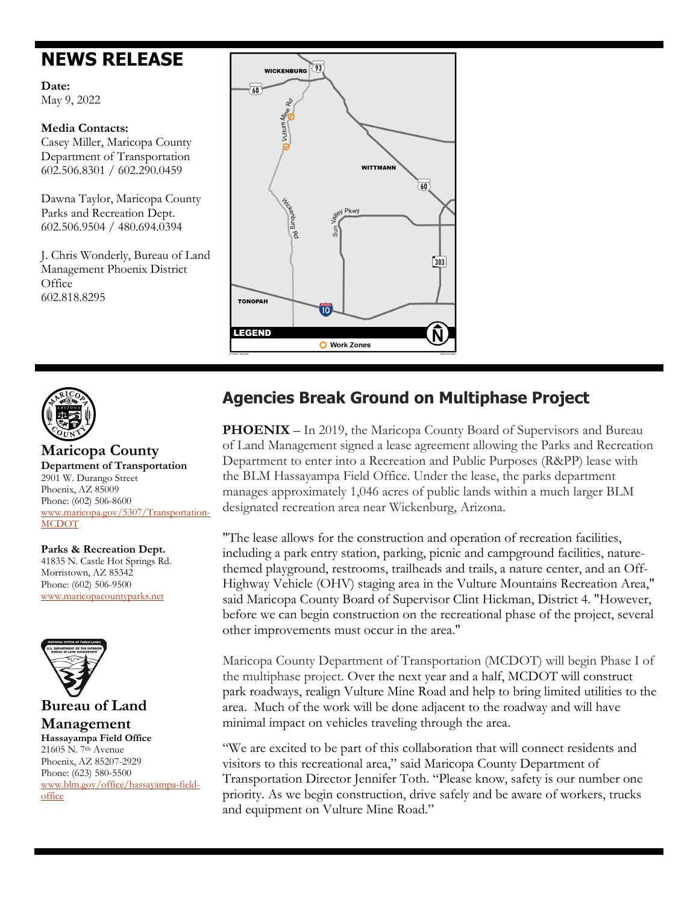# NEWS RELEASE

**Date:**
May 9, 2022

**Media Contacts:**
Casey Miller, Maricopa County Department of Transportation
602.506.8301 / 602.290.0459

Dawna Taylor, Maricopa County Parks and Recreation Dept.
602.506.9504 / 480.694.0394

J. Chris Wonderly, Bureau of Land Management Phoenix District Office
602.818.8295

WICKENBURG
93
60
Vulture Mine Rd
WITTMANN
60
Wickenburg Rd
Sun Valley Pkwy
303
TONOPAH
10
LEGEND
N
Work Zones

**Maricopa County**
**Department of Transportation**
2901 W. Durango Street
Phoenix, AZ 85009
Phone: (602) 506-8600
www.maricopa.gov/5307/Transportation-MCDOT

**Parks & Recreation Dept.**
41835 N. Castle Hot Springs Rd.
Morristown, AZ 85342
Phone: (602) 506-9500
www.maricopacountyparks.net

**Bureau of Land Management**
**Hassayampa Field Office**
21605 N. 7th Avenue
Phoenix, AZ 85207-2929
Phone: (623) 580-5500
www.blm.gov/office/hassayampa-field-office

## Agencies Break Ground on Multiphase Project

**PHOENIX** – In 2019, the Maricopa County Board of Supervisors and Bureau of Land Management signed a lease agreement allowing the Parks and Recreation Department to enter into a Recreation and Public Purposes (R&PP) lease with the BLM Hassayampa Field Office. Under the lease, the parks department manages approximately 1,046 acres of public lands within a much larger BLM designated recreation area near Wickenburg, Arizona.

"The lease allows for the construction and operation of recreation facilities, including a park entry station, parking, picnic and campground facilities, nature-themed playground, restrooms, trailheads and trails, a nature center, and an Off-Highway Vehicle (OHV) staging area in the Vulture Mountains Recreation Area," said Maricopa County Board of Supervisor Clint Hickman, District 4. "However, before we can begin construction on the recreational phase of the project, several other improvements must occur in the area."

Maricopa County Department of Transportation (MCDOT) will begin Phase I of the multiphase project. Over the next year and a half, MCDOT will construct park roadways, realign Vulture Mine Road and help to bring limited utilities to the area. Much of the work will be done adjacent to the roadway and will have minimal impact on vehicles traveling through the area.

"We are excited to be part of this collaboration that will connect residents and visitors to this recreational area," said Maricopa County Department of Transportation Director Jennifer Toth. "Please know, safety is our number one priority. As we begin construction, drive safely and be aware of workers, trucks and equipment on Vulture Mine Road."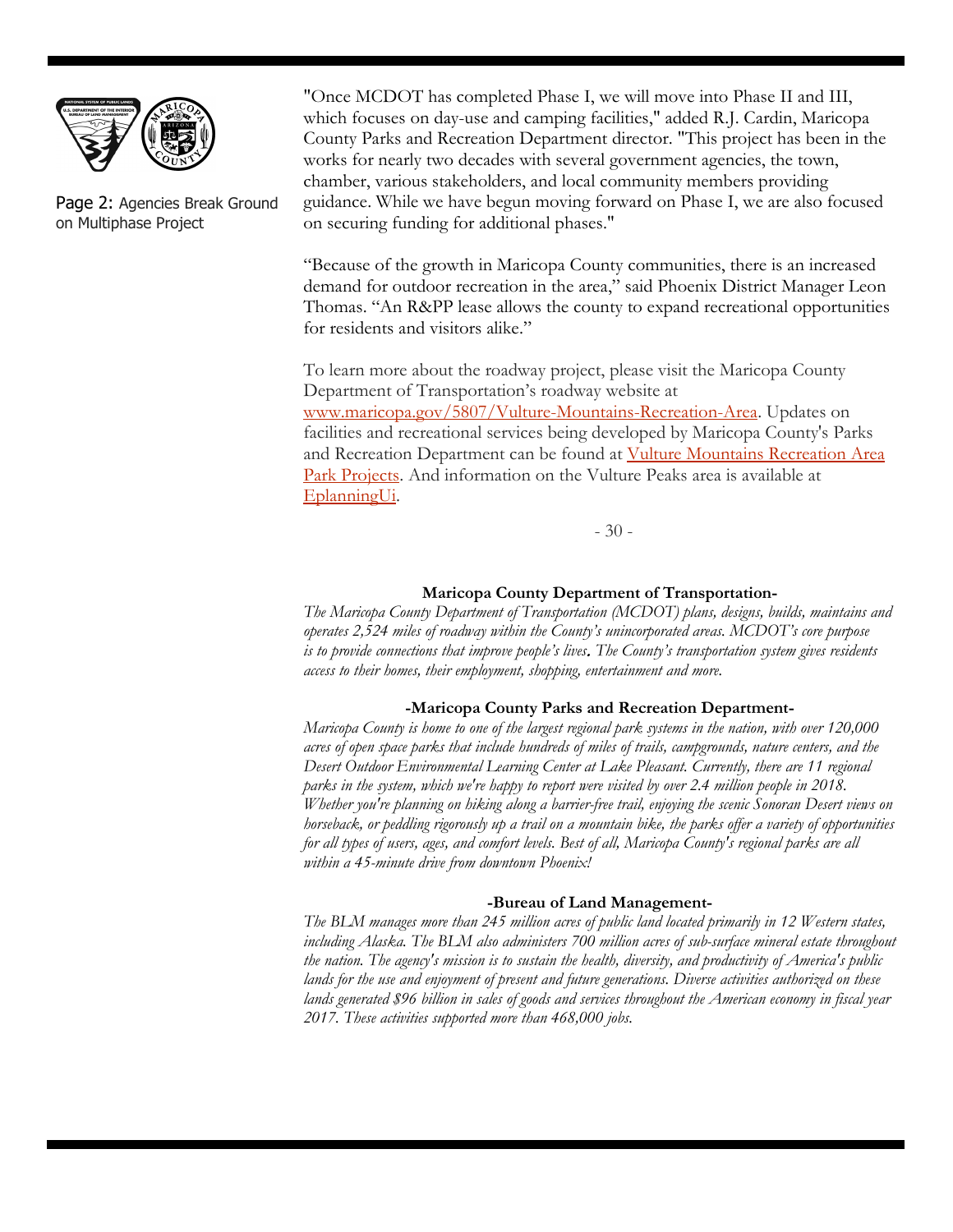Page 2: Agencies Break Ground on Multiphase Project

"Once MCDOT has completed Phase I, we will move into Phase II and III, which focuses on day-use and camping facilities," added R.J. Cardin, Maricopa County Parks and Recreation Department director. "This project has been in the works for nearly two decades with several government agencies, the town, chamber, various stakeholders, and local community members providing guidance. While we have begun moving forward on Phase I, we are also focused on securing funding for additional phases."

"Because of the growth in Maricopa County communities, there is an increased demand for outdoor recreation in the area," said Phoenix District Manager Leon Thomas. "An R&PP lease allows the county to expand recreational opportunities for residents and visitors alike."

To learn more about the roadway project, please visit the Maricopa County Department of Transportation's roadway website at [www.maricopa.gov/5807/Vulture-Mountains-Recreation-Area](www.maricopa.gov/5807/Vulture-Mountains-Recreation-Area). Updates on facilities and recreational services being developed by Maricopa County's Parks and Recreation Department can be found at Vulture Mountains Recreation Area Park Projects. And information on the Vulture Peaks area is available at EplanningUi.

\- 30 -

**Maricopa County Department of Transportation-**

*The Maricopa County Department of Transportation (MCDOT) plans, designs, builds, maintains and operates 2,524 miles of roadway within the County's unincorporated areas. MCDOT's core purpose is to provide connections that improve people's lives. The County's transportation system gives residents access to their homes, their employment, shopping, entertainment and more.*

**-Maricopa County Parks and Recreation Department-**

*Maricopa County is home to one of the largest regional park systems in the nation, with over 120,000 acres of open space parks that include hundreds of miles of trails, campgrounds, nature centers, and the Desert Outdoor Environmental Learning Center at Lake Pleasant. Currently, there are 11 regional parks in the system, which we're happy to report were visited by over 2.4 million people in 2018. Whether you're planning on hiking along a barrier-free trail, enjoying the scenic Sonoran Desert views on horseback, or peddling rigorously up a trail on a mountain bike, the parks offer a variety of opportunities for all types of users, ages, and comfort levels. Best of all, Maricopa County's regional parks are all within a 45-minute drive from downtown Phoenix!*

**-Bureau of Land Management-**

*The BLM manages more than 245 million acres of public land located primarily in 12 Western states, including Alaska. The BLM also administers 700 million acres of sub-surface mineral estate throughout the nation. The agency's mission is to sustain the health, diversity, and productivity of America's public lands for the use and enjoyment of present and future generations. Diverse activities authorized on these lands generated $96 billion in sales of goods and services throughout the American economy in fiscal year 2017. These activities supported more than 468,000 jobs.*